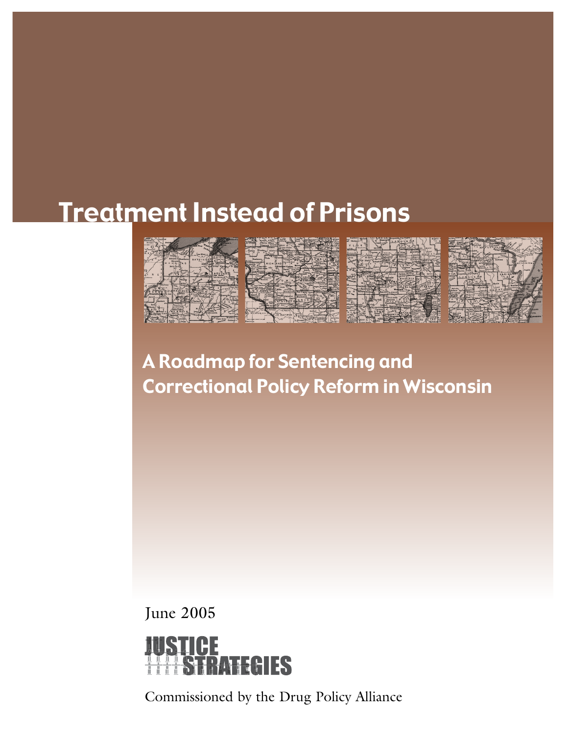# Treatment Instead of Prisons

## A Roadmap for Sentencing and Correctional Policy Reform in Wisconsin

June 2005

JUSTICE STRATEGIES

Commissioned by the Drug Policy Alliance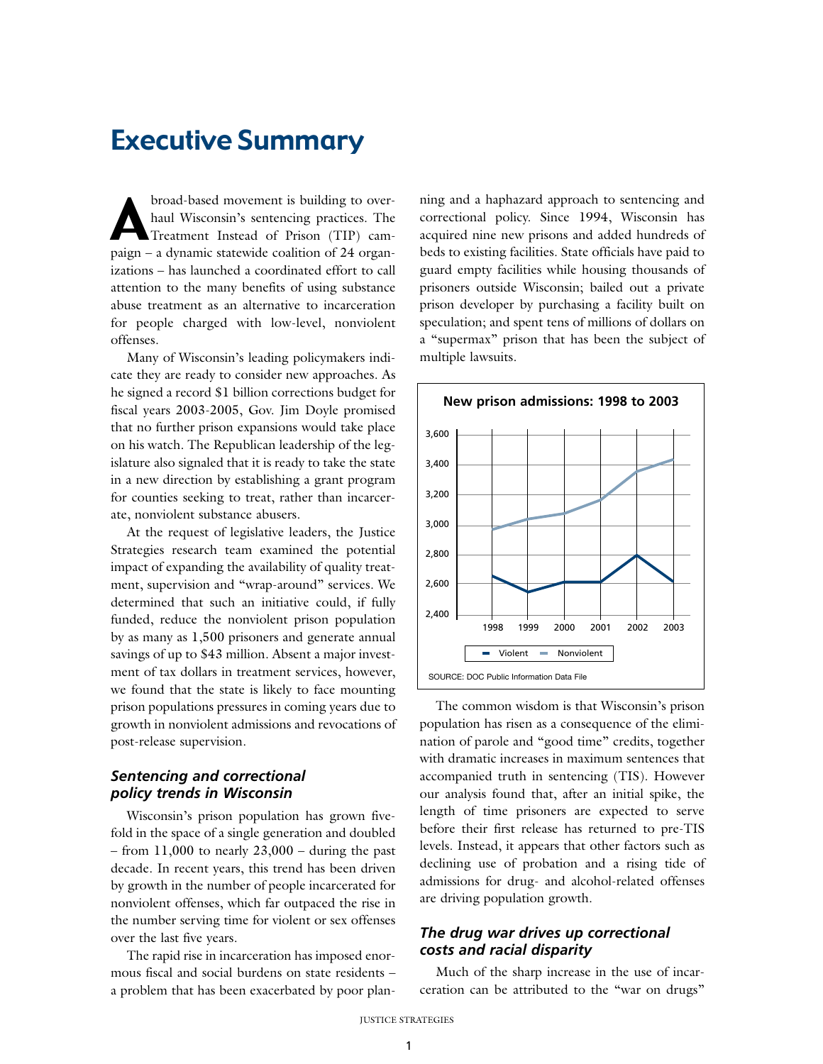# Executive Summary

A broad-based movement is building to overhaul Wisconsin's sentencing practices. The Treatment Instead of Prison (TIP) campaign – a dynamic statewide coalition of 24 organizations – has launched a coordinated effort to call attention to the many benefits of using substance abuse treatment as an alternative to incarceration for people charged with low-level, nonviolent offenses.

Many of Wisconsin's leading policymakers indicate they are ready to consider new approaches. As he signed a record $1 billion corrections budget for fiscal years 2003-2005, Gov. Jim Doyle promised that no further prison expansions would take place on his watch. The Republican leadership of the legislature also signaled that it is ready to take the state in a new direction by establishing a grant program for counties seeking to treat, rather than incarcerate, nonviolent substance abusers.

At the request of legislative leaders, the Justice Strategies research team examined the potential impact of expanding the availability of quality treatment, supervision and "wrap-around" services. We determined that such an initiative could, if fully funded, reduce the nonviolent prison population by as many as 1,500 prisoners and generate annual savings of up to $43 million. Absent a major investment of tax dollars in treatment services, however, we found that the state is likely to face mounting prison populations pressures in coming years due to growth in nonviolent admissions and revocations of post-release supervision.

### *Sentencing and correctional policy trends in Wisconsin*

Wisconsin's prison population has grown fivefold in the space of a single generation and doubled – from 11,000 to nearly 23,000 – during the past decade. In recent years, this trend has been driven by growth in the number of people incarcerated for nonviolent offenses, which far outpaced the rise in the number serving time for violent or sex offenses over the last five years.

The rapid rise in incarceration has imposed enormous fiscal and social burdens on state residents – a problem that has been exacerbated by poor planning and a haphazard approach to sentencing and correctional policy. Since 1994, Wisconsin has acquired nine new prisons and added hundreds of beds to existing facilities. State officials have paid to guard empty facilities while housing thousands of prisoners outside Wisconsin; bailed out a private prison developer by purchasing a facility built on speculation; and spent tens of millions of dollars on a "supermax" prison that has been the subject of multiple lawsuits.

**New prison admissions: 1998 to 2003**

| Year | Violent | Nonviolent |
|---|---|---|
| 1998 | ~2,660 | ~2,970 |
| 1999 | ~2,550 | ~3,040 |
| 2000 | ~2,610 | ~3,080 |
| 2001 | ~2,610 | ~3,170 |
| 2002 | ~2,800 | ~3,350 |
| 2003 | ~2,610 | ~3,440 |

SOURCE: DOC Public Information Data File

The common wisdom is that Wisconsin's prison population has risen as a consequence of the elimination of parole and "good time" credits, together with dramatic increases in maximum sentences that accompanied truth in sentencing (TIS). However our analysis found that, after an initial spike, the length of time prisoners are expected to serve before their first release has returned to pre-TIS levels. Instead, it appears that other factors such as declining use of probation and a rising tide of admissions for drug- and alcohol-related offenses are driving population growth.

### *The drug war drives up correctional costs and racial disparity*

Much of the sharp increase in the use of incarceration can be attributed to the "war on drugs"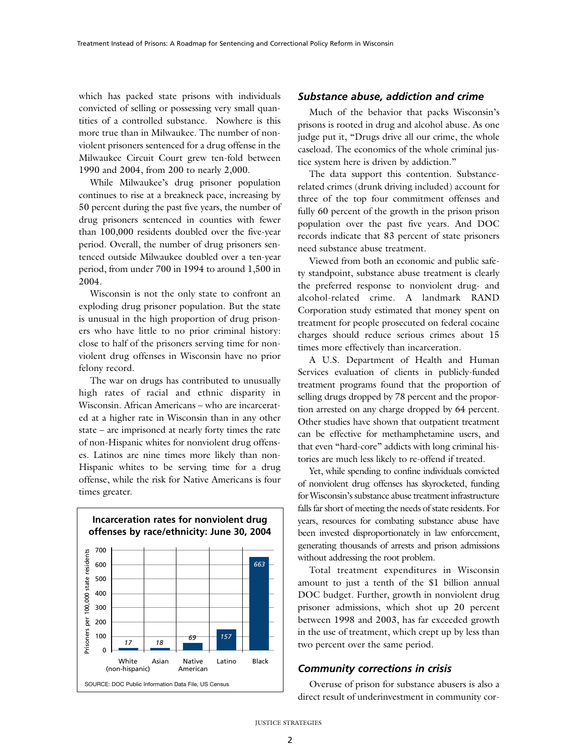which has packed state prisons with individuals convicted of selling or possessing very small quantities of a controlled substance. Nowhere is this more true than in Milwaukee. The number of nonviolent prisoners sentenced for a drug offense in the Milwaukee Circuit Court grew ten-fold between 1990 and 2004, from 200 to nearly 2,000.

While Milwaukee's drug prisoner population continues to rise at a breakneck pace, increasing by 50 percent during the past five years, the number of drug prisoners sentenced in counties with fewer than 100,000 residents doubled over the five-year period. Overall, the number of drug prisoners sentenced outside Milwaukee doubled over a ten-year period, from under 700 in 1994 to around 1,500 in 2004.

Wisconsin is not the only state to confront an exploding drug prisoner population. But the state is unusual in the high proportion of drug prisoners who have little to no prior criminal history: close to half of the prisoners serving time for nonviolent drug offenses in Wisconsin have no prior felony record.

The war on drugs has contributed to unusually high rates of racial and ethnic disparity in Wisconsin. African Americans – who are incarcerated at a higher rate in Wisconsin than in any other state – are imprisoned at nearly forty times the rate of non-Hispanic whites for nonviolent drug offenses. Latinos are nine times more likely than non-Hispanic whites to be serving time for a drug offense, while the risk for Native Americans is four times greater.

**Incarceration rates for nonviolent drug offenses by race/ethnicity: June 30, 2004**

| Race/Ethnicity | Prisoners per 100,000 state residents |
|---|---|
| White (non-hispanic) | 17 |
| Asian | 18 |
| Native American | 69 |
| Latino | 157 |
| Black | 663 |

SOURCE: DOC Public Information Data File, US Census

## *Substance abuse, addiction and crime*

Much of the behavior that packs Wisconsin's prisons is rooted in drug and alcohol abuse. As one judge put it, "Drugs drive all our crime, the whole caseload. The economics of the whole criminal justice system here is driven by addiction."

The data support this contention. Substance-related crimes (drunk driving included) account for three of the top four commitment offenses and fully 60 percent of the growth in the prison prison population over the past five years. And DOC records indicate that 83 percent of state prisoners need substance abuse treatment.

Viewed from both an economic and public safety standpoint, substance abuse treatment is clearly the preferred response to nonviolent drug- and alcohol-related crime. A landmark RAND Corporation study estimated that money spent on treatment for people prosecuted on federal cocaine charges should reduce serious crimes about 15 times more effectively than incarceration.

A U.S. Department of Health and Human Services evaluation of clients in publicly-funded treatment programs found that the proportion of selling drugs dropped by 78 percent and the proportion arrested on any charge dropped by 64 percent. Other studies have shown that outpatient treatment can be effective for methamphetamine users, and that even "hard-core" addicts with long criminal histories are much less likely to re-offend if treated.

Yet, while spending to confine individuals convicted of nonviolent drug offenses has skyrocketed, funding for Wisconsin's substance abuse treatment infrastructure falls far short of meeting the needs of state residents. For years, resources for combating substance abuse have been invested disproportionately in law enforcement, generating thousands of arrests and prison admissions without addressing the root problem.

Total treatment expenditures in Wisconsin amount to just a tenth of the $1 billion annual DOC budget. Further, growth in nonviolent drug prisoner admissions, which shot up 20 percent between 1998 and 2003, has far exceeded growth in the use of treatment, which crept up by less than two percent over the same period.

## *Community corrections in crisis*

Overuse of prison for substance abusers is also a direct result of underinvestment in community cor-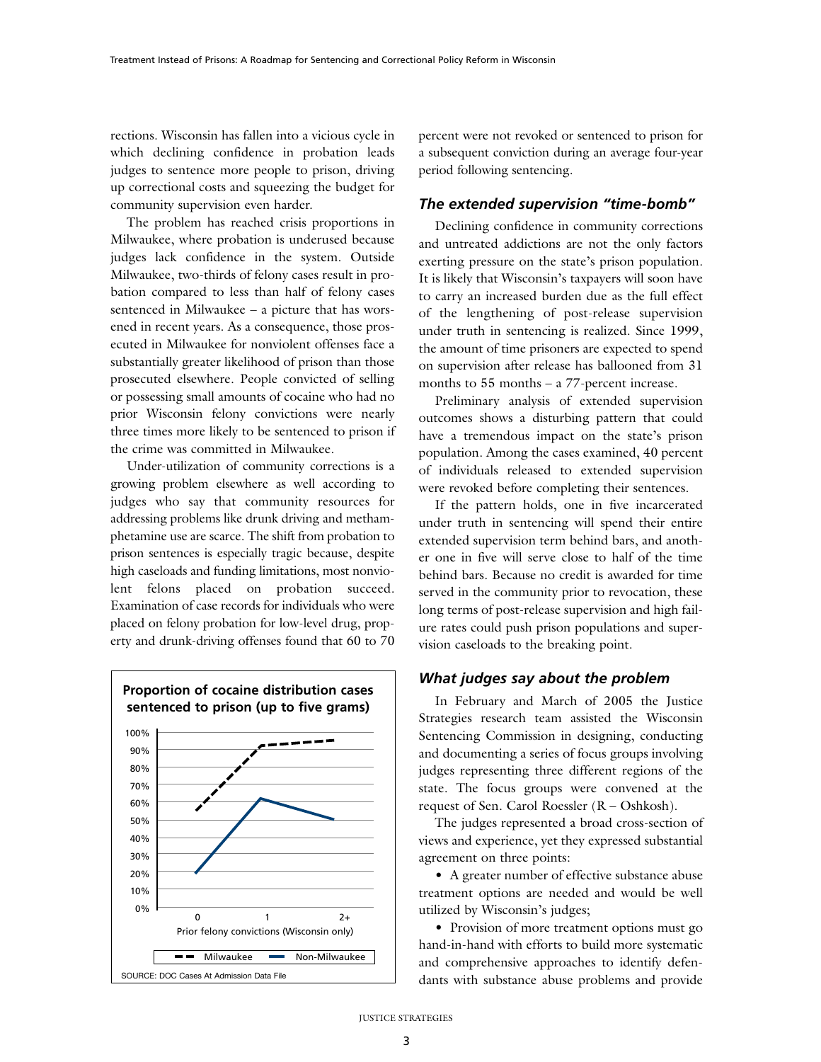rections. Wisconsin has fallen into a vicious cycle in which declining confidence in probation leads judges to sentence more people to prison, driving up correctional costs and squeezing the budget for community supervision even harder.

The problem has reached crisis proportions in Milwaukee, where probation is underused because judges lack confidence in the system. Outside Milwaukee, two-thirds of felony cases result in probation compared to less than half of felony cases sentenced in Milwaukee – a picture that has worsened in recent years. As a consequence, those prosecuted in Milwaukee for nonviolent offenses face a substantially greater likelihood of prison than those prosecuted elsewhere. People convicted of selling or possessing small amounts of cocaine who had no prior Wisconsin felony convictions were nearly three times more likely to be sentenced to prison if the crime was committed in Milwaukee.

Under-utilization of community corrections is a growing problem elsewhere as well according to judges who say that community resources for addressing problems like drunk driving and methamphetamine use are scarce. The shift from probation to prison sentences is especially tragic because, despite high caseloads and funding limitations, most nonviolent felons placed on probation succeed. Examination of case records for individuals who were placed on felony probation for low-level drug, property and drunk-driving offenses found that 60 to 70 percent were not revoked or sentenced to prison for a subsequent conviction during an average four-year period following sentencing.

**Proportion of cocaine distribution cases sentenced to prison (up to five grams)**

Prior felony convictions (Wisconsin only): 0, 1, 2+ — Milwaukee / Non-Milwaukee

SOURCE: DOC Cases At Admission Data File

### *The extended supervision "time-bomb"*

Declining confidence in community corrections and untreated addictions are not the only factors exerting pressure on the state's prison population. It is likely that Wisconsin's taxpayers will soon have to carry an increased burden due as the full effect of the lengthening of post-release supervision under truth in sentencing is realized. Since 1999, the amount of time prisoners are expected to spend on supervision after release has ballooned from 31 months to 55 months – a 77-percent increase.

Preliminary analysis of extended supervision outcomes shows a disturbing pattern that could have a tremendous impact on the state's prison population. Among the cases examined, 40 percent of individuals released to extended supervision were revoked before completing their sentences.

If the pattern holds, one in five incarcerated under truth in sentencing will spend their entire extended supervision term behind bars, and another one in five will serve close to half of the time behind bars. Because no credit is awarded for time served in the community prior to revocation, these long terms of post-release supervision and high failure rates could push prison populations and supervision caseloads to the breaking point.

### *What judges say about the problem*

In February and March of 2005 the Justice Strategies research team assisted the Wisconsin Sentencing Commission in designing, conducting and documenting a series of focus groups involving judges representing three different regions of the state. The focus groups were convened at the request of Sen. Carol Roessler (R – Oshkosh).

The judges represented a broad cross-section of views and experience, yet they expressed substantial agreement on three points:

- A greater number of effective substance abuse treatment options are needed and would be well utilized by Wisconsin's judges;
- Provision of more treatment options must go hand-in-hand with efforts to build more systematic and comprehensive approaches to identify defendants with substance abuse problems and provide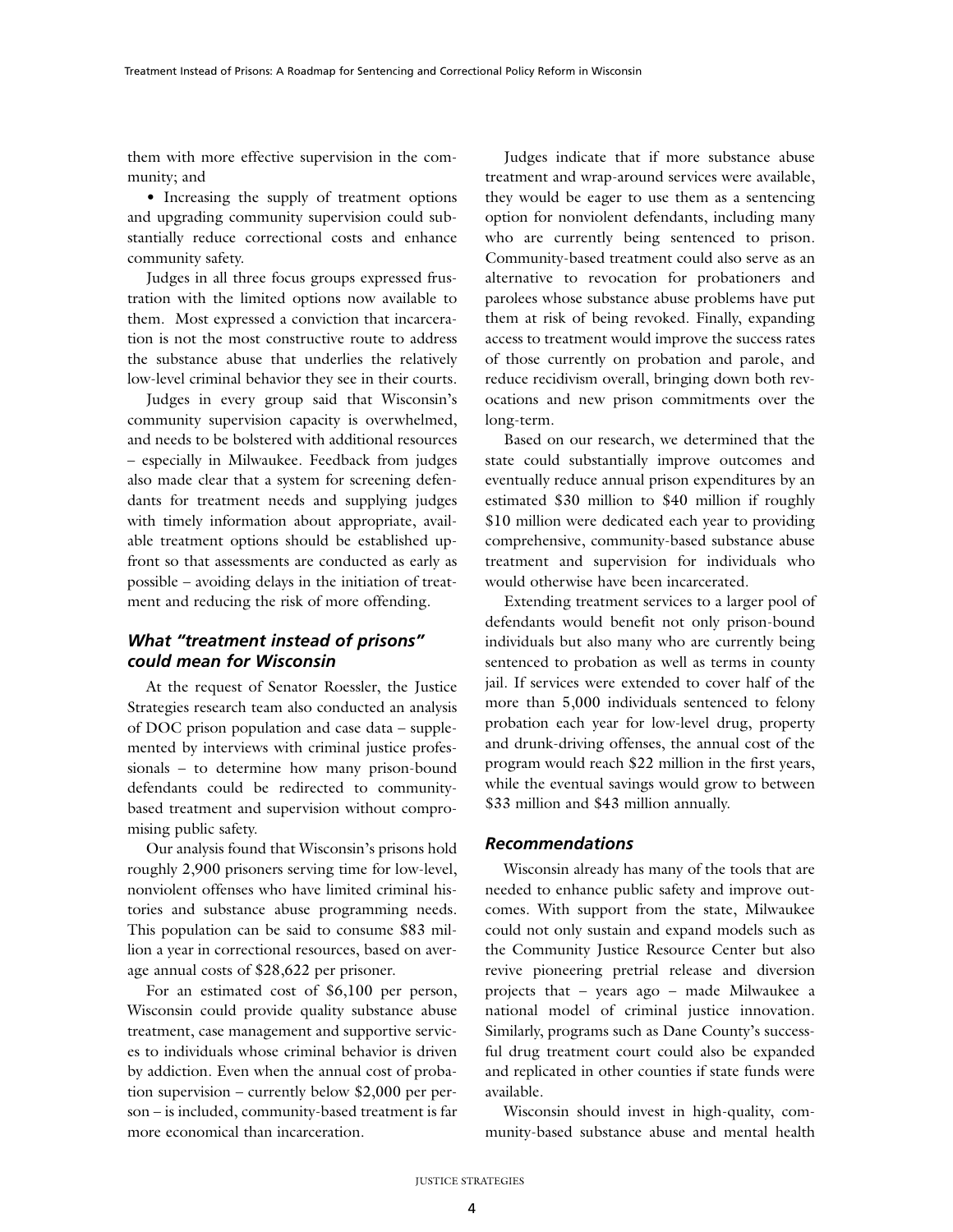them with more effective supervision in the community; and

- Increasing the supply of treatment options and upgrading community supervision could substantially reduce correctional costs and enhance community safety.

Judges in all three focus groups expressed frustration with the limited options now available to them. Most expressed a conviction that incarceration is not the most constructive route to address the substance abuse that underlies the relatively low-level criminal behavior they see in their courts.

Judges in every group said that Wisconsin's community supervision capacity is overwhelmed, and needs to be bolstered with additional resources – especially in Milwaukee. Feedback from judges also made clear that a system for screening defendants for treatment needs and supplying judges with timely information about appropriate, available treatment options should be established upfront so that assessments are conducted as early as possible – avoiding delays in the initiation of treatment and reducing the risk of more offending.

### *What "treatment instead of prisons" could mean for Wisconsin*

At the request of Senator Roessler, the Justice Strategies research team also conducted an analysis of DOC prison population and case data – supplemented by interviews with criminal justice professionals – to determine how many prison-bound defendants could be redirected to community-based treatment and supervision without compromising public safety.

Our analysis found that Wisconsin's prisons hold roughly 2,900 prisoners serving time for low-level, nonviolent offenses who have limited criminal histories and substance abuse programming needs. This population can be said to consume $83 million a year in correctional resources, based on average annual costs of $28,622 per prisoner.

For an estimated cost of $6,100 per person, Wisconsin could provide quality substance abuse treatment, case management and supportive services to individuals whose criminal behavior is driven by addiction. Even when the annual cost of probation supervision – currently below $2,000 per person – is included, community-based treatment is far more economical than incarceration.

Judges indicate that if more substance abuse treatment and wrap-around services were available, they would be eager to use them as a sentencing option for nonviolent defendants, including many who are currently being sentenced to prison. Community-based treatment could also serve as an alternative to revocation for probationers and parolees whose substance abuse problems have put them at risk of being revoked. Finally, expanding access to treatment would improve the success rates of those currently on probation and parole, and reduce recidivism overall, bringing down both revocations and new prison commitments over the long-term.

Based on our research, we determined that the state could substantially improve outcomes and eventually reduce annual prison expenditures by an estimated $30 million to $40 million if roughly $10 million were dedicated each year to providing comprehensive, community-based substance abuse treatment and supervision for individuals who would otherwise have been incarcerated.

Extending treatment services to a larger pool of defendants would benefit not only prison-bound individuals but also many who are currently being sentenced to probation as well as terms in county jail. If services were extended to cover half of the more than 5,000 individuals sentenced to felony probation each year for low-level drug, property and drunk-driving offenses, the annual cost of the program would reach $22 million in the first years, while the eventual savings would grow to between $33 million and $43 million annually.

### *Recommendations*

Wisconsin already has many of the tools that are needed to enhance public safety and improve outcomes. With support from the state, Milwaukee could not only sustain and expand models such as the Community Justice Resource Center but also revive pioneering pretrial release and diversion projects that – years ago – made Milwaukee a national model of criminal justice innovation. Similarly, programs such as Dane County's successful drug treatment court could also be expanded and replicated in other counties if state funds were available.

Wisconsin should invest in high-quality, community-based substance abuse and mental health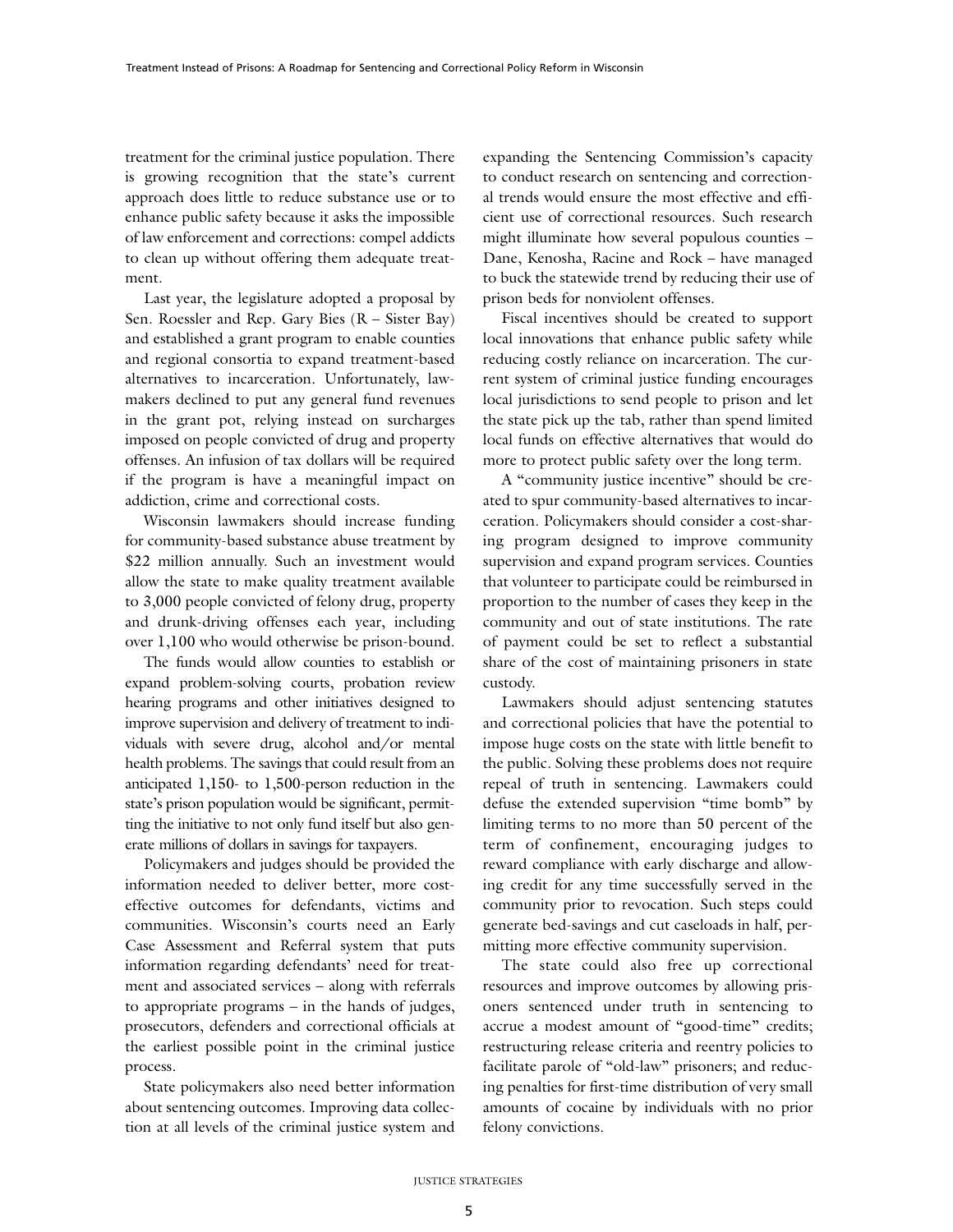treatment for the criminal justice population. There is growing recognition that the state's current approach does little to reduce substance use or to enhance public safety because it asks the impossible of law enforcement and corrections: compel addicts to clean up without offering them adequate treatment.

Last year, the legislature adopted a proposal by Sen. Roessler and Rep. Gary Bies (R – Sister Bay) and established a grant program to enable counties and regional consortia to expand treatment-based alternatives to incarceration. Unfortunately, lawmakers declined to put any general fund revenues in the grant pot, relying instead on surcharges imposed on people convicted of drug and property offenses. An infusion of tax dollars will be required if the program is have a meaningful impact on addiction, crime and correctional costs.

Wisconsin lawmakers should increase funding for community-based substance abuse treatment by $22 million annually. Such an investment would allow the state to make quality treatment available to 3,000 people convicted of felony drug, property and drunk-driving offenses each year, including over 1,100 who would otherwise be prison-bound.

The funds would allow counties to establish or expand problem-solving courts, probation review hearing programs and other initiatives designed to improve supervision and delivery of treatment to individuals with severe drug, alcohol and/or mental health problems. The savings that could result from an anticipated 1,150- to 1,500-person reduction in the state's prison population would be significant, permitting the initiative to not only fund itself but also generate millions of dollars in savings for taxpayers.

Policymakers and judges should be provided the information needed to deliver better, more cost-effective outcomes for defendants, victims and communities. Wisconsin's courts need an Early Case Assessment and Referral system that puts information regarding defendants' need for treatment and associated services – along with referrals to appropriate programs – in the hands of judges, prosecutors, defenders and correctional officials at the earliest possible point in the criminal justice process.

State policymakers also need better information about sentencing outcomes. Improving data collection at all levels of the criminal justice system and expanding the Sentencing Commission's capacity to conduct research on sentencing and correctional trends would ensure the most effective and efficient use of correctional resources. Such research might illuminate how several populous counties – Dane, Kenosha, Racine and Rock – have managed to buck the statewide trend by reducing their use of prison beds for nonviolent offenses.

Fiscal incentives should be created to support local innovations that enhance public safety while reducing costly reliance on incarceration. The current system of criminal justice funding encourages local jurisdictions to send people to prison and let the state pick up the tab, rather than spend limited local funds on effective alternatives that would do more to protect public safety over the long term.

A "community justice incentive" should be created to spur community-based alternatives to incarceration. Policymakers should consider a cost-sharing program designed to improve community supervision and expand program services. Counties that volunteer to participate could be reimbursed in proportion to the number of cases they keep in the community and out of state institutions. The rate of payment could be set to reflect a substantial share of the cost of maintaining prisoners in state custody.

Lawmakers should adjust sentencing statutes and correctional policies that have the potential to impose huge costs on the state with little benefit to the public. Solving these problems does not require repeal of truth in sentencing. Lawmakers could defuse the extended supervision "time bomb" by limiting terms to no more than 50 percent of the term of confinement, encouraging judges to reward compliance with early discharge and allowing credit for any time successfully served in the community prior to revocation. Such steps could generate bed-savings and cut caseloads in half, permitting more effective community supervision.

The state could also free up correctional resources and improve outcomes by allowing prisoners sentenced under truth in sentencing to accrue a modest amount of "good-time" credits; restructuring release criteria and reentry policies to facilitate parole of "old-law" prisoners; and reducing penalties for first-time distribution of very small amounts of cocaine by individuals with no prior felony convictions.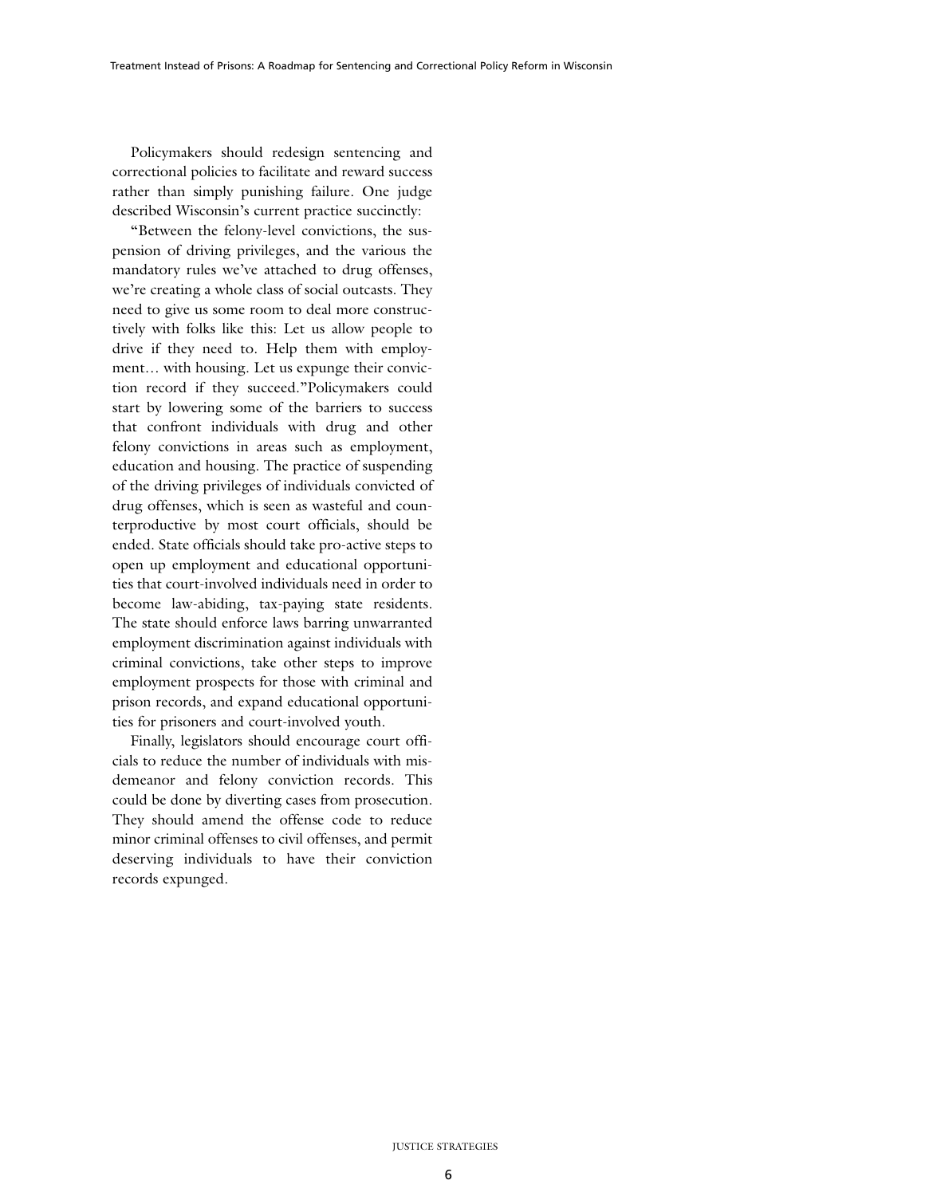Policymakers should redesign sentencing and correctional policies to facilitate and reward success rather than simply punishing failure. One judge described Wisconsin's current practice succinctly:

"Between the felony-level convictions, the suspension of driving privileges, and the various the mandatory rules we've attached to drug offenses, we're creating a whole class of social outcasts. They need to give us some room to deal more constructively with folks like this: Let us allow people to drive if they need to. Help them with employment… with housing. Let us expunge their conviction record if they succeed."Policymakers could start by lowering some of the barriers to success that confront individuals with drug and other felony convictions in areas such as employment, education and housing. The practice of suspending of the driving privileges of individuals convicted of drug offenses, which is seen as wasteful and counterproductive by most court officials, should be ended. State officials should take pro-active steps to open up employment and educational opportunities that court-involved individuals need in order to become law-abiding, tax-paying state residents. The state should enforce laws barring unwarranted employment discrimination against individuals with criminal convictions, take other steps to improve employment prospects for those with criminal and prison records, and expand educational opportunities for prisoners and court-involved youth.

Finally, legislators should encourage court officials to reduce the number of individuals with misdemeanor and felony conviction records. This could be done by diverting cases from prosecution. They should amend the offense code to reduce minor criminal offenses to civil offenses, and permit deserving individuals to have their conviction records expunged.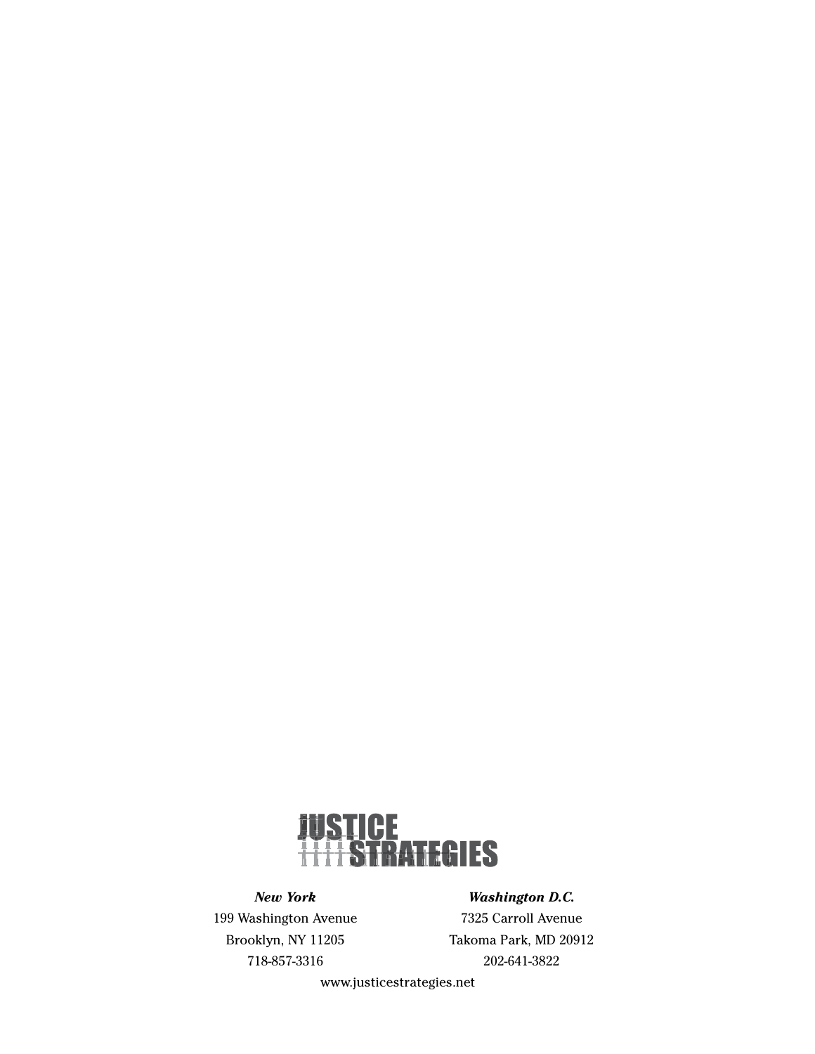JUSTICE STRATEGIES

***New York***

199 Washington Avenue

Brooklyn, NY 11205

718-857-3316

***Washington D.C.***

7325 Carroll Avenue

Takoma Park, MD 20912

202-641-3822

www.justicestrategies.net